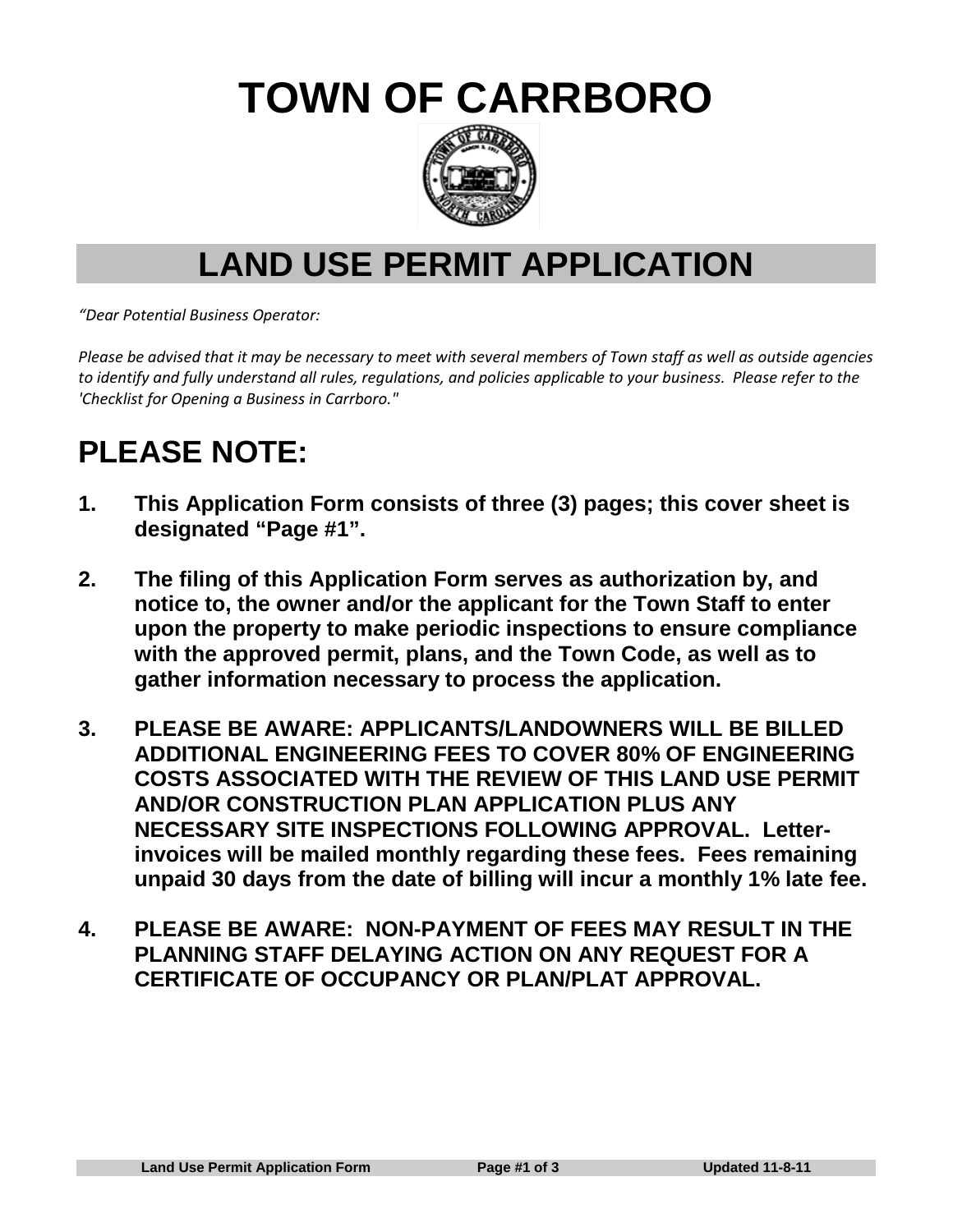# TOWN OF CARRBORO

## LAND USE PERMIT APPLICATION

*"Dear Potential Business Operator:*

*Please be advised that it may be necessary to meet with several members of Town staff as well as outside agencies to identify and fully understand all rules, regulations, and policies applicable to your business. Please refer to the 'Checklist for Opening a Business in Carrboro."*

## PLEASE NOTE:

1. **This Application Form consists of three (3) pages; this cover sheet is designated "Page #1".**

2. **The filing of this Application Form serves as authorization by, and notice to, the owner and/or the applicant for the Town Staff to enter upon the property to make periodic inspections to ensure compliance with the approved permit, plans, and the Town Code, as well as to gather information necessary to process the application.**

3. **PLEASE BE AWARE: APPLICANTS/LANDOWNERS WILL BE BILLED ADDITIONAL ENGINEERING FEES TO COVER 80% OF ENGINEERING COSTS ASSOCIATED WITH THE REVIEW OF THIS LAND USE PERMIT AND/OR CONSTRUCTION PLAN APPLICATION PLUS ANY NECESSARY SITE INSPECTIONS FOLLOWING APPROVAL. Letter-invoices will be mailed monthly regarding these fees. Fees remaining unpaid 30 days from the date of billing will incur a monthly 1% late fee.**

4. **PLEASE BE AWARE: NON-PAYMENT OF FEES MAY RESULT IN THE PLANNING STAFF DELAYING ACTION ON ANY REQUEST FOR A CERTIFICATE OF OCCUPANCY OR PLAN/PLAT APPROVAL.**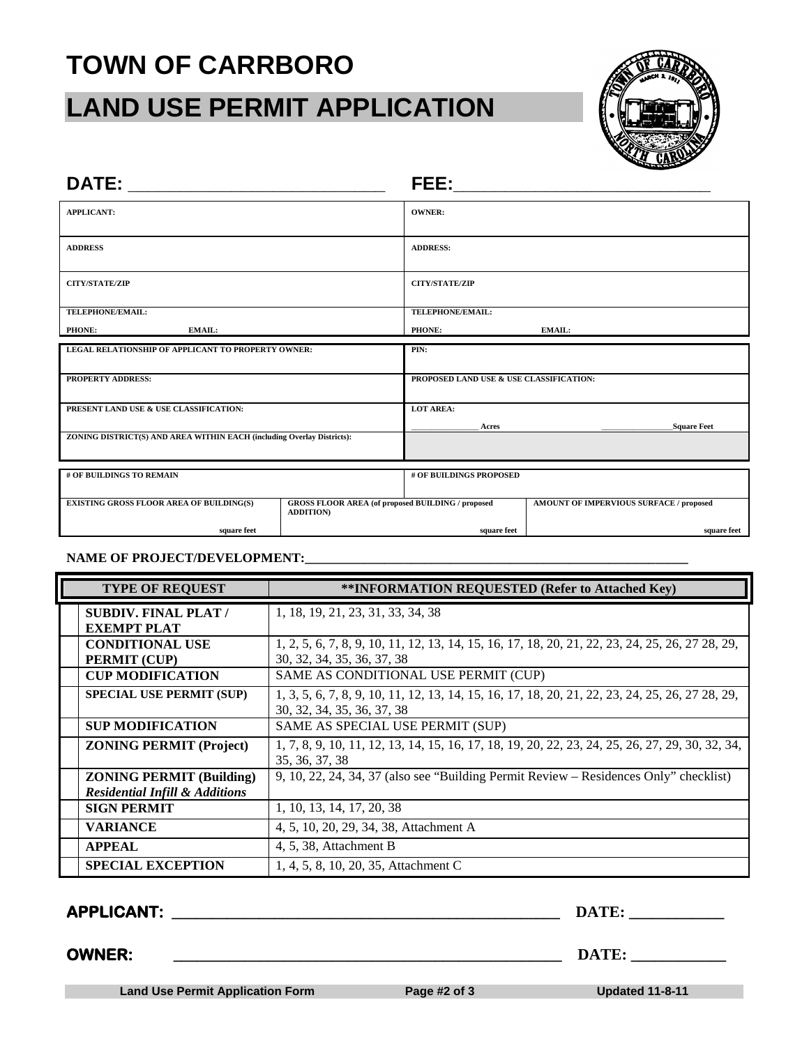# TOWN OF CARRBORO

## LAND USE PERMIT APPLICATION

**DATE:** ______________________________ **FEE:**______________________________

| | |
|---|---|
| **APPLICANT:** | **OWNER:** |
| **ADDRESS** | **ADDRESS:** |
| **CITY/STATE/ZIP** | **CITY/STATE/ZIP** |
| **TELEPHONE/EMAIL:**<br>**PHONE:** **EMAIL:** | **TELEPHONE/EMAIL:**<br>**PHONE:** **EMAIL:** |

| | |
|---|---|
| **LEGAL RELATIONSHIP OF APPLICANT TO PROPERTY OWNER:** | **PIN:** |
| **PROPERTY ADDRESS:** | **PROPOSED LAND USE & USE CLASSIFICATION:** |
| **PRESENT LAND USE & USE CLASSIFICATION:** | **LOT AREA:**<br>________________ **Acres** ________________**Square Feet** |
| **ZONING DISTRICT(S) AND AREA WITHIN EACH (including Overlay Districts):** | |

| | | |
|---|---|---|
| **# OF BUILDINGS TO REMAIN** | | **# OF BUILDINGS PROPOSED** |
| **EXISTING GROSS FLOOR AREA OF BUILDING(S)**<br>**square feet** | **GROSS FLOOR AREA (of proposed BUILDING / proposed ADDITION)**<br>**square feet** | **AMOUNT OF IMPERVIOUS SURFACE / proposed**<br>**square feet** |

**NAME OF PROJECT/DEVELOPMENT:**____________________________________________________________

| | TYPE OF REQUEST | **INFORMATION REQUESTED (Refer to Attached Key) |
|---|---|---|
| | **SUBDIV. FINAL PLAT / EXEMPT PLAT** | 1, 18, 19, 21, 23, 31, 33, 34, 38 |
| | **CONDITIONAL USE PERMIT (CUP)** | 1, 2, 5, 6, 7, 8, 9, 10, 11, 12, 13, 14, 15, 16, 17, 18, 20, 21, 22, 23, 24, 25, 26, 27 28, 29, 30, 32, 34, 35, 36, 37, 38 |
| | **CUP MODIFICATION** | SAME AS CONDITIONAL USE PERMIT (CUP) |
| | **SPECIAL USE PERMIT (SUP)** | 1, 3, 5, 6, 7, 8, 9, 10, 11, 12, 13, 14, 15, 16, 17, 18, 20, 21, 22, 23, 24, 25, 26, 27 28, 29, 30, 32, 34, 35, 36, 37, 38 |
| | **SUP MODIFICATION** | SAME AS SPECIAL USE PERMIT (SUP) |
| | **ZONING PERMIT (Project)** | 1, 7, 8, 9, 10, 11, 12, 13, 14, 15, 16, 17, 18, 19, 20, 22, 23, 24, 25, 26, 27, 29, 30, 32, 34, 35, 36, 37, 38 |
| | **ZONING PERMIT (Building)** ***Residential Infill & Additions*** | 9, 10, 22, 24, 34, 37 (also see "Building Permit Review – Residences Only" checklist) |
| | **SIGN PERMIT** | 1, 10, 13, 14, 17, 20, 38 |
| | **VARIANCE** | 4, 5, 10, 20, 29, 34, 38, Attachment A |
| | **APPEAL** | 4, 5, 38, Attachment B |
| | **SPECIAL EXCEPTION** | 1, 4, 5, 8, 10, 20, 35, Attachment C |

**APPLICANT:** ___________________________________________________ **DATE:** ____________

**OWNER:** ___________________________________________________ **DATE:** ____________

Land Use Permit Application Form Updated 11-8-11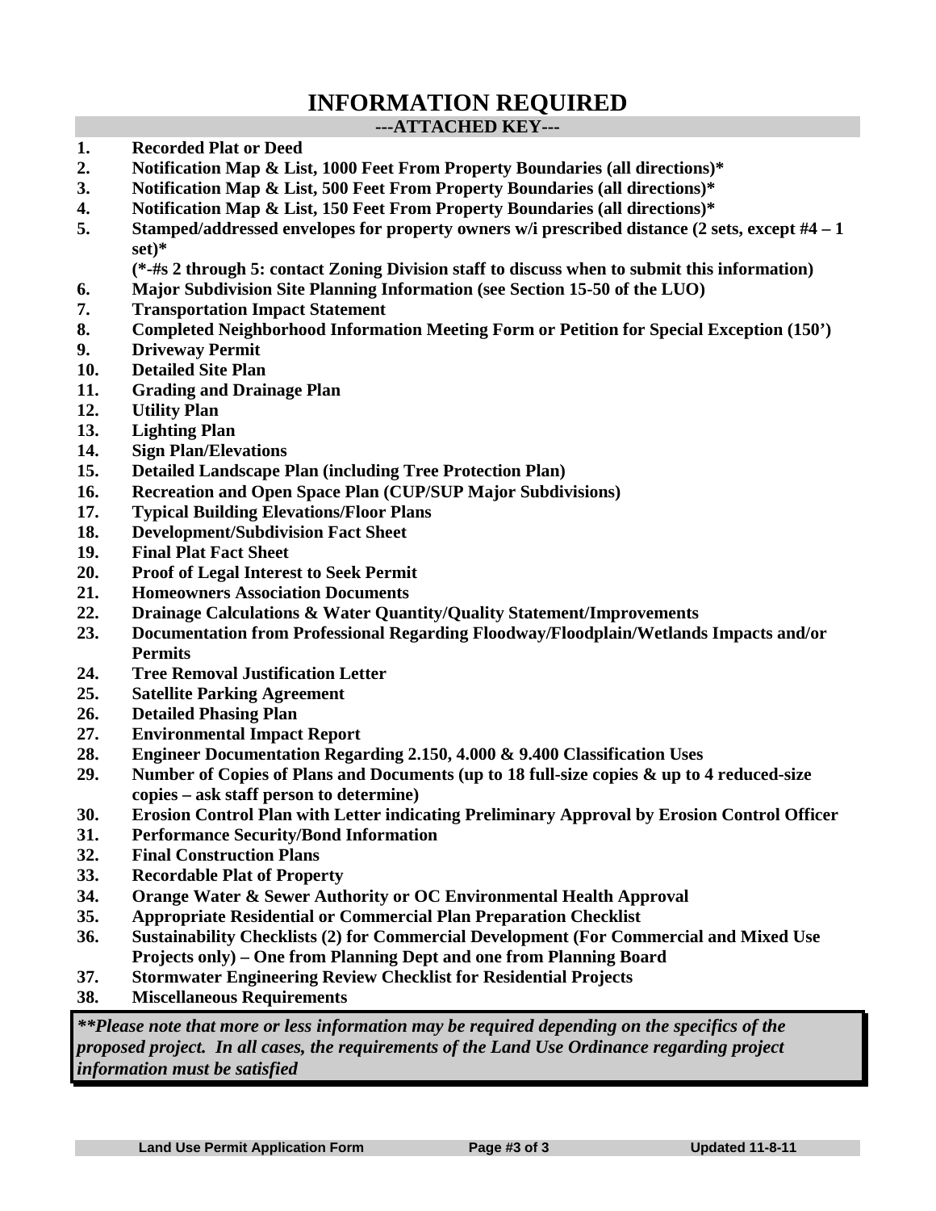# INFORMATION REQUIRED

**---ATTACHED KEY---**

1. **Recorded Plat or Deed**
2. **Notification Map & List, 1000 Feet From Property Boundaries (all directions)***
3. **Notification Map & List, 500 Feet From Property Boundaries (all directions)***
4. **Notification Map & List, 150 Feet From Property Boundaries (all directions)***
5. **Stamped/addressed envelopes for property owners w/i prescribed distance (2 sets, except #4 – 1 set)***

   **(*-#s 2 through 5: contact Zoning Division staff to discuss when to submit this information)**
6. **Major Subdivision Site Planning Information (see Section 15-50 of the LUO)**
7. **Transportation Impact Statement**
8. **Completed Neighborhood Information Meeting Form or Petition for Special Exception (150')**
9. **Driveway Permit**
10. **Detailed Site Plan**
11. **Grading and Drainage Plan**
12. **Utility Plan**
13. **Lighting Plan**
14. **Sign Plan/Elevations**
15. **Detailed Landscape Plan (including Tree Protection Plan)**
16. **Recreation and Open Space Plan (CUP/SUP Major Subdivisions)**
17. **Typical Building Elevations/Floor Plans**
18. **Development/Subdivision Fact Sheet**
19. **Final Plat Fact Sheet**
20. **Proof of Legal Interest to Seek Permit**
21. **Homeowners Association Documents**
22. **Drainage Calculations & Water Quantity/Quality Statement/Improvements**
23. **Documentation from Professional Regarding Floodway/Floodplain/Wetlands Impacts and/or Permits**
24. **Tree Removal Justification Letter**
25. **Satellite Parking Agreement**
26. **Detailed Phasing Plan**
27. **Environmental Impact Report**
28. **Engineer Documentation Regarding 2.150, 4.000 & 9.400 Classification Uses**
29. **Number of Copies of Plans and Documents (up to 18 full-size copies & up to 4 reduced-size copies – ask staff person to determine)**
30. **Erosion Control Plan with Letter indicating Preliminary Approval by Erosion Control Officer**
31. **Performance Security/Bond Information**
32. **Final Construction Plans**
33. **Recordable Plat of Property**
34. **Orange Water & Sewer Authority or OC Environmental Health Approval**
35. **Appropriate Residential or Commercial Plan Preparation Checklist**
36. **Sustainability Checklists (2) for Commercial Development (For Commercial and Mixed Use Projects only) – One from Planning Dept and one from Planning Board**
37. **Stormwater Engineering Review Checklist for Residential Projects**
38. **Miscellaneous Requirements**

***\*\*Please note that more or less information may be required depending on the specifics of the proposed project. In all cases, the requirements of the Land Use Ordinance regarding project information must be satisfied***

Land Use Permit Application Form | Updated 11-8-11